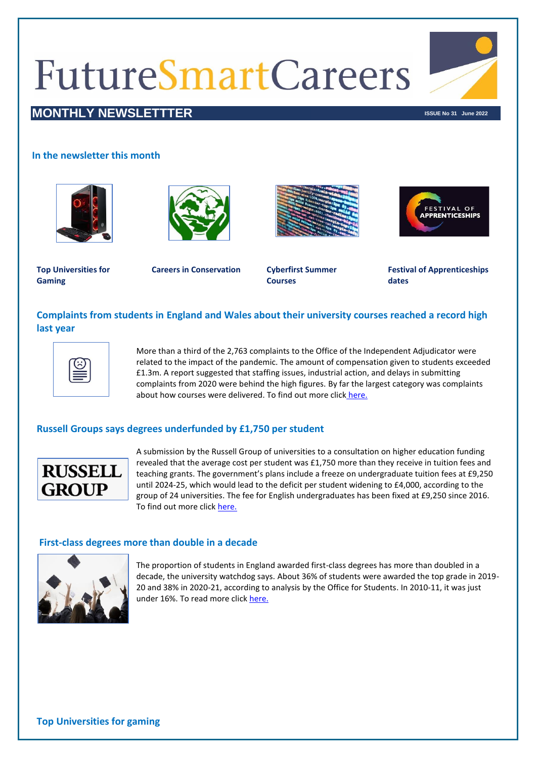# FutureSmartCareers

## MONTHLY NEWSLETTTER

ISSUE No 31 June 2022

### In the newsletter this month

**Top Universities for Gaming**

**Careers in Conservation**

**Cyberfirst Summer Courses**

**Festival of Apprenticeships dates**

### Complaints from students in England and Wales about their university courses reached a record high last year

More than a third of the 2,763 complaints to the Office of the Independent Adjudicator were related to the impact of the pandemic. The amount of compensation given to students exceeded £1.3m. A report suggested that staffing issues, industrial action, and delays in submitting complaints from 2020 were behind the high figures. By far the largest category was complaints about how courses were delivered. To find out more click here.

### Russell Groups says degrees underfunded by £1,750 per student

A submission by the Russell Group of universities to a consultation on higher education funding revealed that the average cost per student was £1,750 more than they receive in tuition fees and teaching grants. The government's plans include a freeze on undergraduate tuition fees at £9,250 until 2024-25, which would lead to the deficit per student widening to £4,000, according to the group of 24 universities. The fee for English undergraduates has been fixed at £9,250 since 2016. To find out more click here.

### First-class degrees more than double in a decade

The proportion of students in England awarded first-class degrees has more than doubled in a decade, the university watchdog says. About 36% of students were awarded the top grade in 2019-20 and 38% in 2020-21, according to analysis by the Office for Students. In 2010-11, it was just under 16%. To read more click here.

### Top Universities for gaming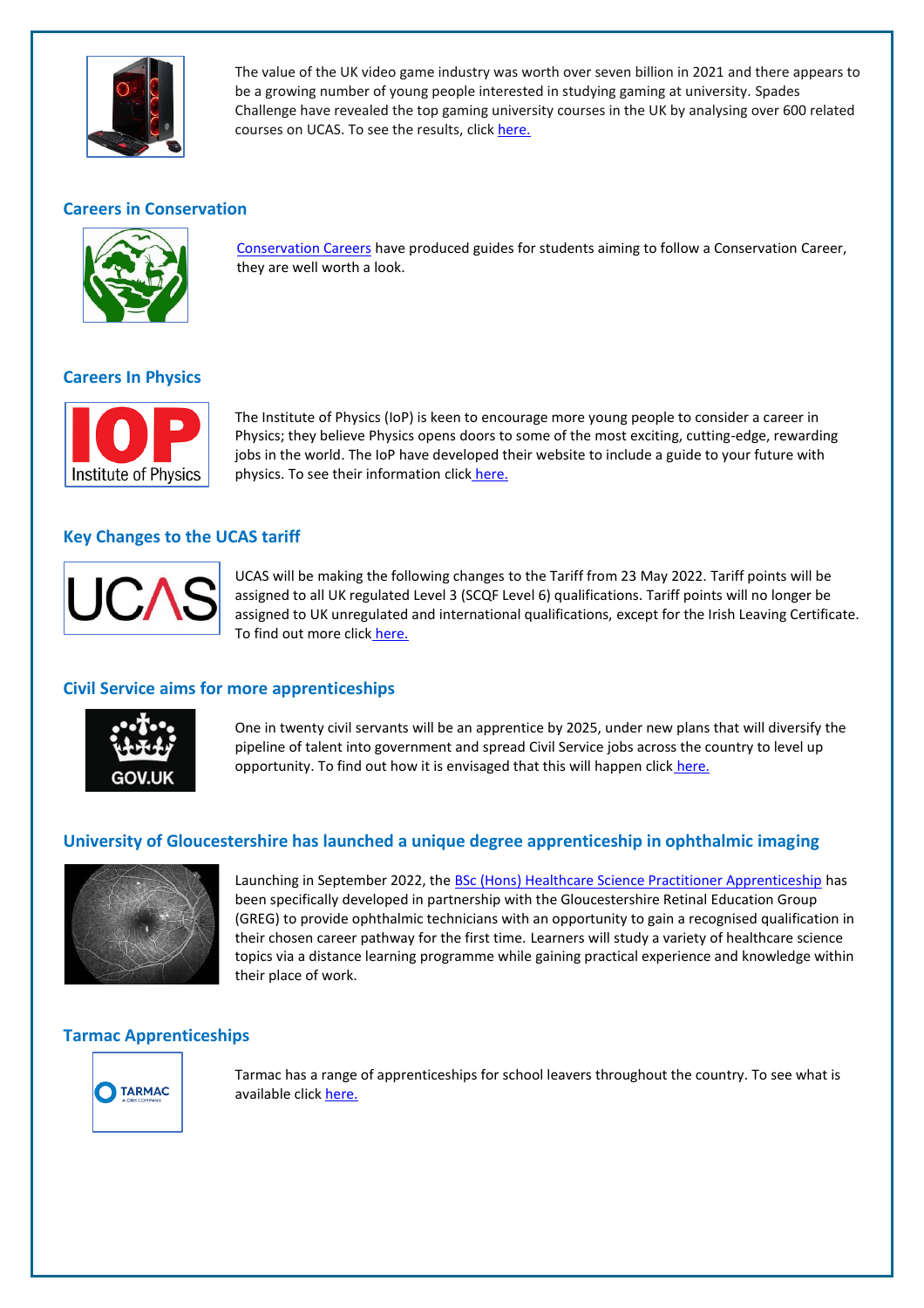The value of the UK video game industry was worth over seven billion in 2021 and there appears to be a growing number of young people interested in studying gaming at university. Spades Challenge have revealed the top gaming university courses in the UK by analysing over 600 related courses on UCAS. To see the results, click here.

## Careers in Conservation

Conservation Careers have produced guides for students aiming to follow a Conservation Career, they are well worth a look.

## Careers In Physics

The Institute of Physics (IoP) is keen to encourage more young people to consider a career in Physics; they believe Physics opens doors to some of the most exciting, cutting-edge, rewarding jobs in the world. The IoP have developed their website to include a guide to your future with physics. To see their information click here.

## Key Changes to the UCAS tariff

UCAS will be making the following changes to the Tariff from 23 May 2022. Tariff points will be assigned to all UK regulated Level 3 (SCQF Level 6) qualifications. Tariff points will no longer be assigned to UK unregulated and international qualifications, except for the Irish Leaving Certificate. To find out more click here.

## Civil Service aims for more apprenticeships

One in twenty civil servants will be an apprentice by 2025, under new plans that will diversify the pipeline of talent into government and spread Civil Service jobs across the country to level up opportunity. To find out how it is envisaged that this will happen click here.

## University of Gloucestershire has launched a unique degree apprenticeship in ophthalmic imaging

Launching in September 2022, the BSc (Hons) Healthcare Science Practitioner Apprenticeship has been specifically developed in partnership with the Gloucestershire Retinal Education Group (GREG) to provide ophthalmic technicians with an opportunity to gain a recognised qualification in their chosen career pathway for the first time. Learners will study a variety of healthcare science topics via a distance learning programme while gaining practical experience and knowledge within their place of work.

## Tarmac Apprenticeships

Tarmac has a range of apprenticeships for school leavers throughout the country. To see what is available click here.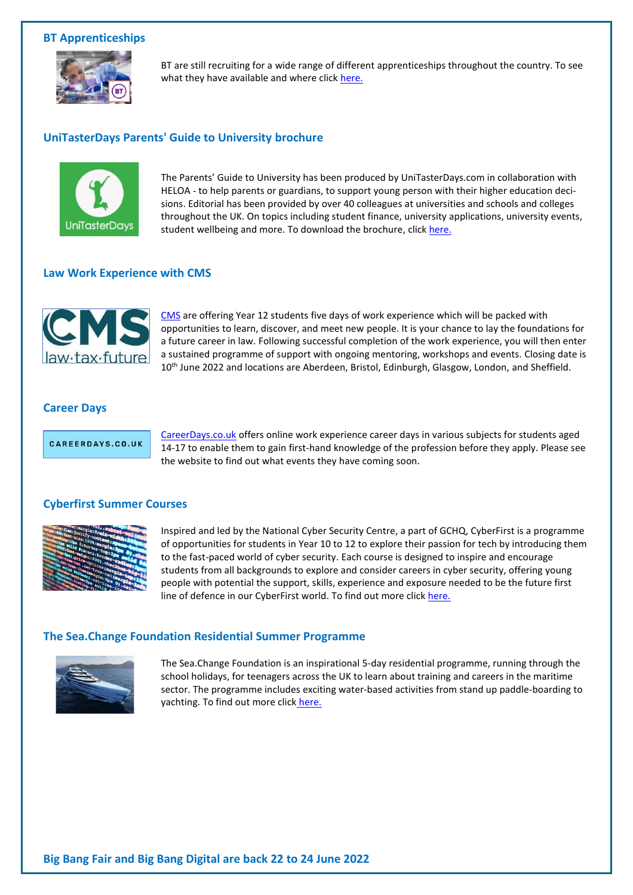### BT Apprenticeships

BT are still recruiting for a wide range of different apprenticeships throughout the country. To see what they have available and where click here.

### UniTasterDays Parents' Guide to University brochure

The Parents' Guide to University has been produced by UniTasterDays.com in collaboration with HELOA - to help parents or guardians, to support young person with their higher education decisions. Editorial has been provided by over 40 colleagues at universities and schools and colleges throughout the UK. On topics including student finance, university applications, university events, student wellbeing and more. To download the brochure, click here.

### Law Work Experience with CMS

CMS are offering Year 12 students five days of work experience which will be packed with opportunities to learn, discover, and meet new people. It is your chance to lay the foundations for a future career in law. Following successful completion of the work experience, you will then enter a sustained programme of support with ongoing mentoring, workshops and events. Closing date is 10th June 2022 and locations are Aberdeen, Bristol, Edinburgh, Glasgow, London, and Sheffield.

### Career Days

CareerDays.co.uk offers online work experience career days in various subjects for students aged 14-17 to enable them to gain first-hand knowledge of the profession before they apply. Please see the website to find out what events they have coming soon.

### Cyberfirst Summer Courses

Inspired and led by the National Cyber Security Centre, a part of GCHQ, CyberFirst is a programme of opportunities for students in Year 10 to 12 to explore their passion for tech by introducing them to the fast-paced world of cyber security. Each course is designed to inspire and encourage students from all backgrounds to explore and consider careers in cyber security, offering young people with potential the support, skills, experience and exposure needed to be the future first line of defence in our CyberFirst world. To find out more click here.

### The Sea.Change Foundation Residential Summer Programme

The Sea.Change Foundation is an inspirational 5-day residential programme, running through the school holidays, for teenagers across the UK to learn about training and careers in the maritime sector. The programme includes exciting water-based activities from stand up paddle-boarding to yachting. To find out more click here.

### Big Bang Fair and Big Bang Digital are back 22 to 24 June 2022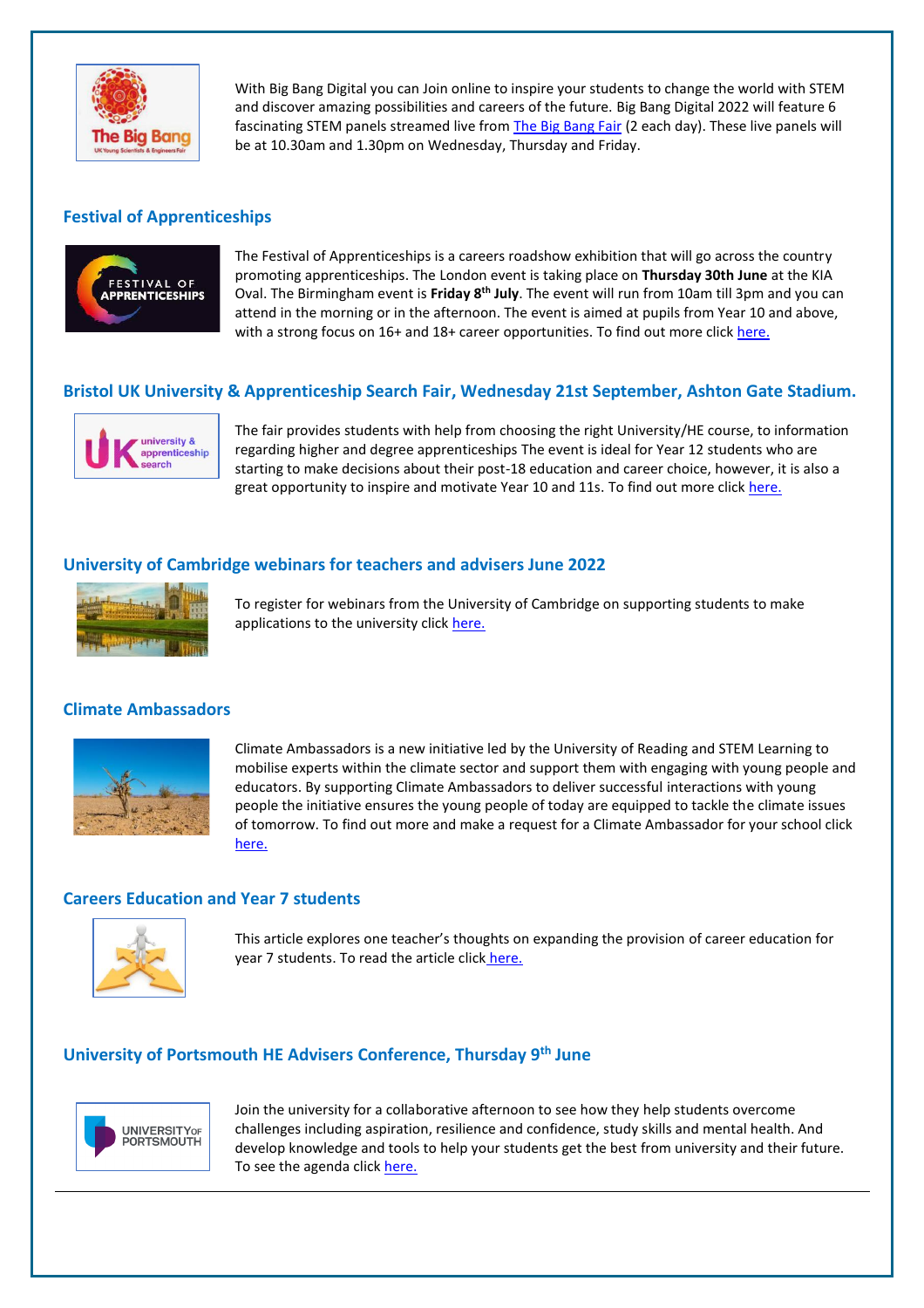With Big Bang Digital you can Join online to inspire your students to change the world with STEM and discover amazing possibilities and careers of the future. Big Bang Digital 2022 will feature 6 fascinating STEM panels streamed live from The Big Bang Fair (2 each day). These live panels will be at 10.30am and 1.30pm on Wednesday, Thursday and Friday.

## Festival of Apprenticeships

The Festival of Apprenticeships is a careers roadshow exhibition that will go across the country promoting apprenticeships. The London event is taking place on **Thursday 30th June** at the KIA Oval. The Birmingham event is **Friday 8th July**. The event will run from 10am till 3pm and you can attend in the morning or in the afternoon. The event is aimed at pupils from Year 10 and above, with a strong focus on 16+ and 18+ career opportunities. To find out more click here.

## Bristol UK University & Apprenticeship Search Fair, Wednesday 21st September, Ashton Gate Stadium.

The fair provides students with help from choosing the right University/HE course, to information regarding higher and degree apprenticeships The event is ideal for Year 12 students who are starting to make decisions about their post-18 education and career choice, however, it is also a great opportunity to inspire and motivate Year 10 and 11s. To find out more click here.

## University of Cambridge webinars for teachers and advisers June 2022

To register for webinars from the University of Cambridge on supporting students to make applications to the university click here.

## Climate Ambassadors

Climate Ambassadors is a new initiative led by the University of Reading and STEM Learning to mobilise experts within the climate sector and support them with engaging with young people and educators. By supporting Climate Ambassadors to deliver successful interactions with young people the initiative ensures the young people of today are equipped to tackle the climate issues of tomorrow. To find out more and make a request for a Climate Ambassador for your school click here.

## Careers Education and Year 7 students

This article explores one teacher's thoughts on expanding the provision of career education for year 7 students. To read the article click here.

## University of Portsmouth HE Advisers Conference, Thursday 9th June

Join the university for a collaborative afternoon to see how they help students overcome challenges including aspiration, resilience and confidence, study skills and mental health. And develop knowledge and tools to help your students get the best from university and their future. To see the agenda click here.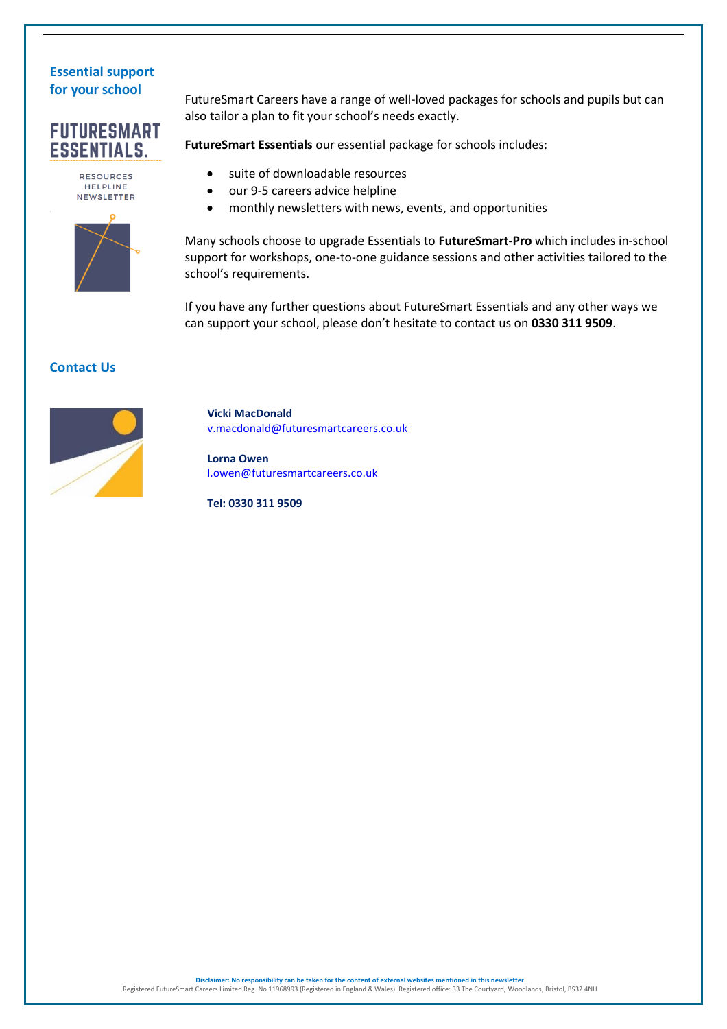## Essential support for your school

FUTURESMART ESSENTIALS.

RESOURCES
HELPLINE
NEWSLETTER

FutureSmart Careers have a range of well-loved packages for schools and pupils but can also tailor a plan to fit your school's needs exactly.

**FutureSmart Essentials** our essential package for schools includes:

- suite of downloadable resources
- our 9-5 careers advice helpline
- monthly newsletters with news, events, and opportunities

Many schools choose to upgrade Essentials to **FutureSmart-Pro** which includes in-school support for workshops, one-to-one guidance sessions and other activities tailored to the school's requirements.

If you have any further questions about FutureSmart Essentials and any other ways we can support your school, please don't hesitate to contact us on **0330 311 9509**.

## Contact Us

**Vicki MacDonald**
v.macdonald@futuresmartcareers.co.uk

**Lorna Owen**
l.owen@futuresmartcareers.co.uk

**Tel: 0330 311 9509**

**Disclaimer: No responsibility can be taken for the content of external websites mentioned in this newsletter**
Registered FutureSmart Careers Limited Reg. No 11968993 (Registered in England & Wales). Registered office: 33 The Courtyard, Woodlands, Bristol, BS32 4NH